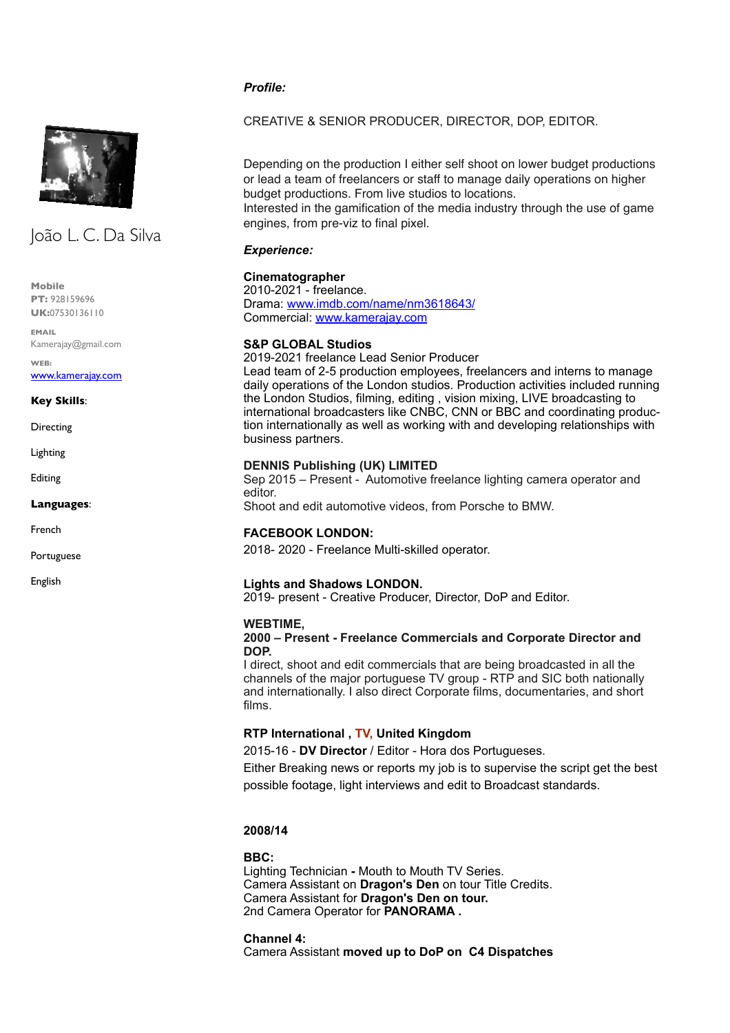# João L. C. Da Silva

**Mobile**
**PT:** 928159696
**UK:**07530136110

**EMAIL**
Kamerajay@gmail.com

**WEB:**
[www.kamerajay.com](http://www.kamerajay.com)

**Key Skills**:

Directing

Lighting

Editing

**Languages**:

French

Portuguese

English

***Profile:***

CREATIVE & SENIOR PRODUCER, DIRECTOR, DOP, EDITOR.

Depending on the production I either self shoot on lower budget productions or lead a team of freelancers or staff to manage daily operations on higher budget productions. From live studios to locations.
Interested in the gamification of the media industry through the use of game engines, from pre-viz to final pixel.

***Experience:***

**Cinematographer**
2010-2021 - freelance.
Drama: [www.imdb.com/name/nm3618643/](http://www.imdb.com/name/nm3618643/)
Commercial: [www.kamerajay.com](http://www.kamerajay.com)

**S&P GLOBAL Studios**
2019-2021 freelance Lead Senior Producer
Lead team of 2-5 production employees, freelancers and interns to manage daily operations of the London studios. Production activities included running the London Studios, filming, editing , vision mixing, LIVE broadcasting to international broadcasters like CNBC, CNN or BBC and coordinating production internationally as well as working with and developing relationships with business partners.

**DENNIS Publishing (UK) LIMITED**
Sep 2015 – Present - Automotive freelance lighting camera operator and editor.
Shoot and edit automotive videos, from Porsche to BMW.

**FACEBOOK LONDON:**
2018- 2020 - Freelance Multi-skilled operator.

**Lights and Shadows LONDON.**
2019- present - Creative Producer, Director, DoP and Editor.

**WEBTIME,**
**2000 – Present - Freelance Commercials and Corporate Director and DOP.**
I direct, shoot and edit commercials that are being broadcasted in all the channels of the major portuguese TV group - RTP and SIC both nationally and internationally. I also direct Corporate films, documentaries, and short films.

**RTP International , TV, United Kingdom**
2015-16 - **DV Director** / Editor - Hora dos Portugueses.
Either Breaking news or reports my job is to supervise the script get the best possible footage, light interviews and edit to Broadcast standards.

**2008/14**

**BBC:**
Lighting Technician **-** Mouth to Mouth TV Series.
Camera Assistant on **Dragon's Den** on tour Title Credits.
Camera Assistant for **Dragon's Den on tour.**
2nd Camera Operator for **PANORAMA .**

**Channel 4:**
Camera Assistant **moved up to DoP on C4 Dispatches**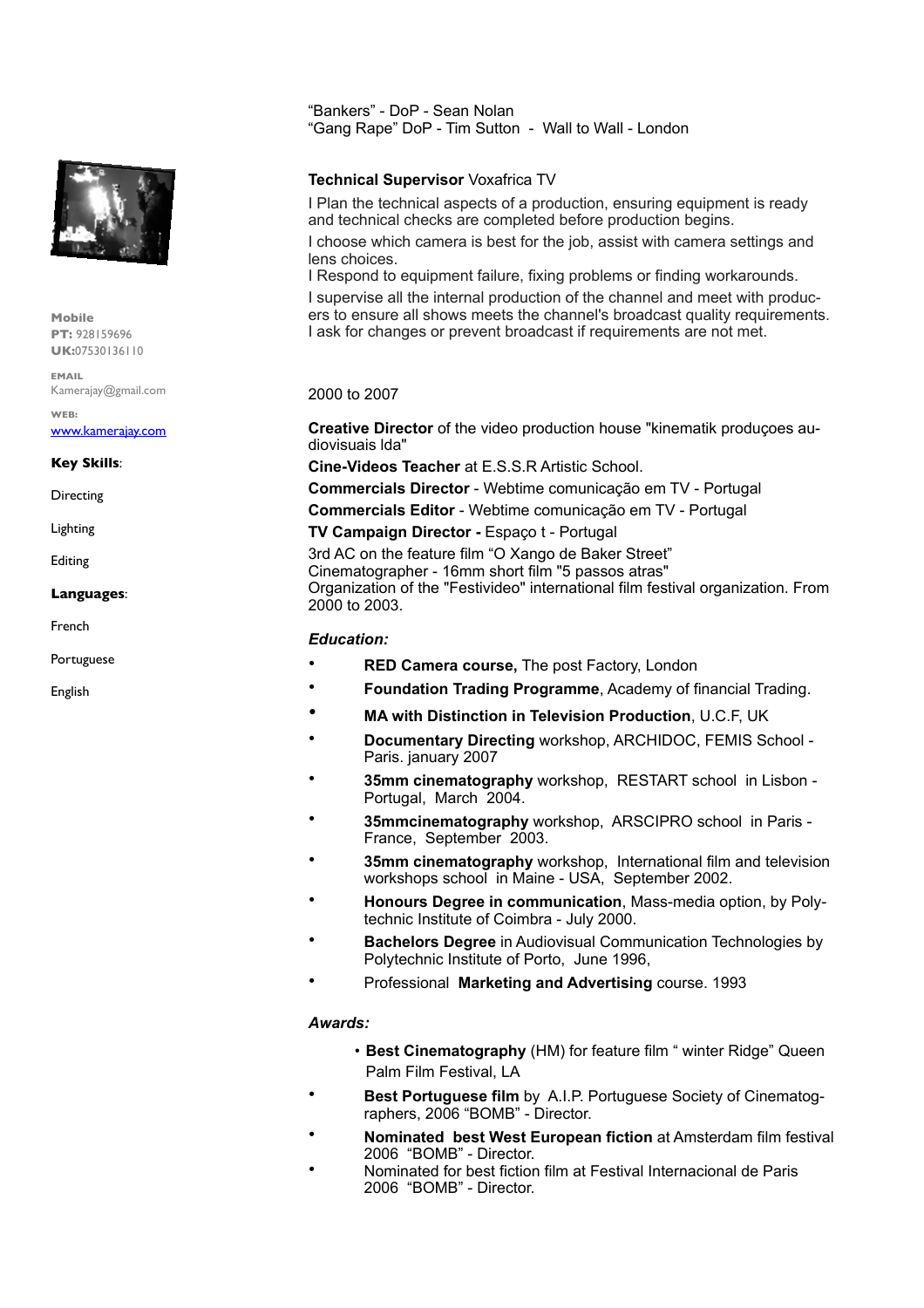Mobile
**PT:** 928159696
**UK:**07530136110

EMAIL
Kamerajay@gmail.com

WEB:
[www.kamerajay.com](http://www.kamerajay.com)

**Key Skills**:

Directing

Lighting

Editing

**Languages**:

French

Portuguese

English

"Bankers" - DoP - Sean Nolan
"Gang Rape" DoP - Tim Sutton - Wall to Wall - London

**Technical Supervisor** Voxafrica TV

I Plan the technical aspects of a production, ensuring equipment is ready and technical checks are completed before production begins.

I choose which camera is best for the job, assist with camera settings and lens choices.

I Respond to equipment failure, fixing problems or finding workarounds.

I supervise all the internal production of the channel and meet with producers to ensure all shows meets the channel's broadcast quality requirements. I ask for changes or prevent broadcast if requirements are not met.

2000 to 2007

**Creative Director** of the video production house "kinematik produçoes audiovisuais lda"

**Cine-Videos Teacher** at E.S.S.R Artistic School.

**Commercials Director** - Webtime comunicação em TV - Portugal

**Commercials Editor** - Webtime comunicação em TV - Portugal

**TV Campaign Director -** Espaço t - Portugal

3rd AC on the feature film "O Xango de Baker Street"
Cinematographer - 16mm short film "5 passos atras"
Organization of the "Festivideo" international film festival organization. From 2000 to 2003.

***Education:***

- **RED Camera course,** The post Factory, London
- **Foundation Trading Programme**, Academy of financial Trading.
- **MA with Distinction in Television Production**, U.C.F, UK
- **Documentary Directing** workshop, ARCHIDOC, FEMIS School - Paris. january 2007
- **35mm cinematography** workshop, RESTART school in Lisbon - Portugal, March 2004.
- **35mmcinematography** workshop, ARSCIPRO school in Paris - France, September 2003.
- **35mm cinematography** workshop, International film and television workshops school in Maine - USA, September 2002.
- **Honours Degree in communication**, Mass-media option, by Polytechnic Institute of Coimbra - July 2000.
- **Bachelors Degree** in Audiovisual Communication Technologies by Polytechnic Institute of Porto, June 1996,
- Professional **Marketing and Advertising** course. 1993

***Awards:***

- **Best Cinematography** (HM) for feature film " winter Ridge" Queen Palm Film Festival, LA
- **Best Portuguese film** by A.I.P. Portuguese Society of Cinematographers, 2006 "BOMB" - Director.
- **Nominated best West European fiction** at Amsterdam film festival 2006 "BOMB" - Director.
- Nominated for best fiction film at Festival Internacional de Paris 2006 "BOMB" - Director.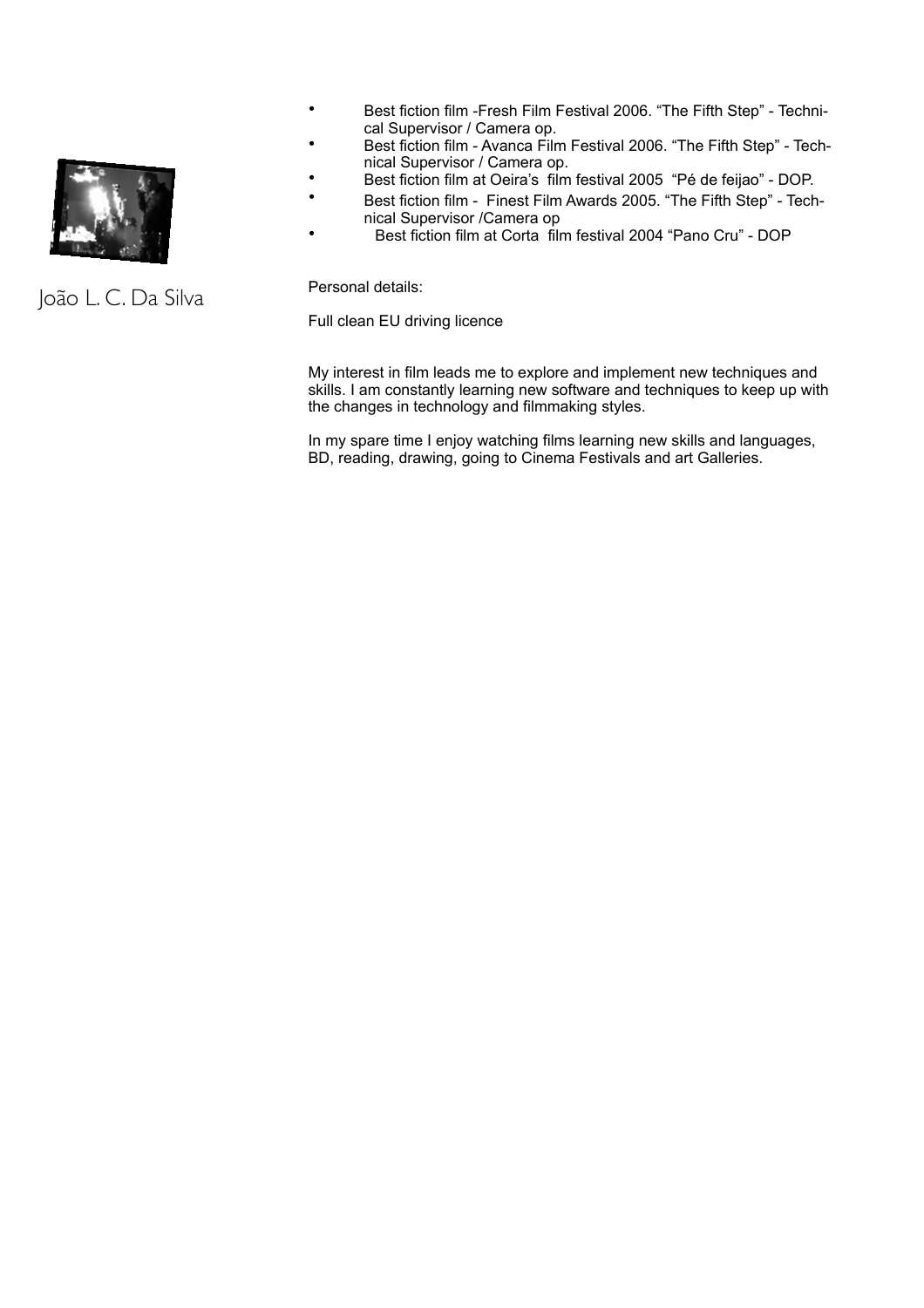João L. C. Da Silva

- Best fiction film -Fresh Film Festival 2006. “The Fifth Step” - Technical Supervisor / Camera op.
- Best fiction film - Avanca Film Festival 2006. “The Fifth Step” - Technical Supervisor / Camera op.
- Best fiction film at Oeira’s film festival 2005 “Pé de feijao” - DOP.
- Best fiction film - Finest Film Awards 2005. “The Fifth Step” - Technical Supervisor /Camera op
- Best fiction film at Corta film festival 2004 “Pano Cru” - DOP

Personal details:

Full clean EU driving licence

My interest in film leads me to explore and implement new techniques and skills. I am constantly learning new software and techniques to keep up with the changes in technology and filmmaking styles.

In my spare time I enjoy watching films learning new skills and languages, BD, reading, drawing, going to Cinema Festivals and art Galleries.